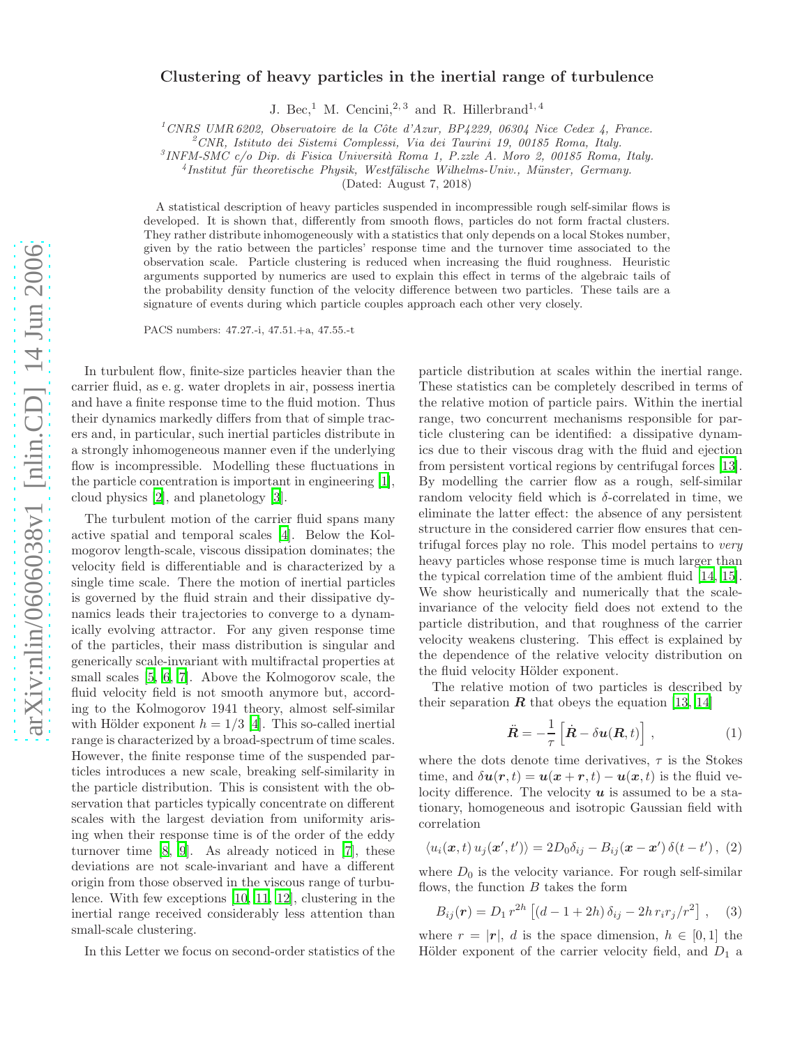# Clustering of heavy particles in the inertial range of turbulence

J. Bec,[1] M. Cencini,[2,3] and R. Hillerbrand[1,4]

[1] CNRS UMR 6202, Observatoire de la Côte d'Azur, BP4229, 06304 Nice Cedex 4, France.
[2] CNR, Istituto dei Sistemi Complessi, Via dei Taurini 19, 00185 Roma, Italy.
[3] INFM-SMC c/o Dip. di Fisica Università Roma 1, P.zzle A. Moro 2, 00185 Roma, Italy.
[4] Institut für theoretische Physik, Westfälische Wilhelms-Univ., Münster, Germany.

(Dated: August 7, 2018)

A statistical description of heavy particles suspended in incompressible rough self-similar flows is developed. It is shown that, differently from smooth flows, particles do not form fractal clusters. They rather distribute inhomogeneously with a statistics that only depends on a local Stokes number, given by the ratio between the particles' response time and the turnover time associated to the observation scale. Particle clustering is reduced when increasing the fluid roughness. Heuristic arguments supported by numerics are used to explain this effect in terms of the algebraic tails of the probability density function of the velocity difference between two particles. These tails are a signature of events during which particle couples approach each other very closely.

PACS numbers: 47.27.-i, 47.51.+a, 47.55.-t

In turbulent flow, finite-size particles heavier than the carrier fluid, as e. g. water droplets in air, possess inertia and have a finite response time to the fluid motion. Thus their dynamics markedly differs from that of simple tracers and, in particular, such inertial particles distribute in a strongly inhomogeneous manner even if the underlying flow is incompressible. Modelling these fluctuations in the particle concentration is important in engineering [1], cloud physics [2], and planetology [3].

The turbulent motion of the carrier fluid spans many active spatial and temporal scales [4]. Below the Kolmogorov length-scale, viscous dissipation dominates; the velocity field is differentiable and is characterized by a single time scale. There the motion of inertial particles is governed by the fluid strain and their dissipative dynamics leads their trajectories to converge to a dynamically evolving attractor. For any given response time of the particles, their mass distribution is singular and generically scale-invariant with multifractal properties at small scales [5, 6, 7]. Above the Kolmogorov scale, the fluid velocity field is not smooth anymore but, according to the Kolmogorov 1941 theory, almost self-similar with Hölder exponent $h = 1/3$ [4]. This so-called inertial range is characterized by a broad-spectrum of time scales. However, the finite response time of the suspended particles introduces a new scale, breaking self-similarity in the particle distribution. This is consistent with the observation that particles typically concentrate on different scales with the largest deviation from uniformity arising when their response time is of the order of the eddy turnover time [8, 9]. As already noticed in [7], these deviations are not scale-invariant and have a different origin from those observed in the viscous range of turbulence. With few exceptions [10, 11, 12], clustering in the inertial range received considerably less attention than small-scale clustering.

In this Letter we focus on second-order statistics of the particle distribution at scales within the inertial range. These statistics can be completely described in terms of the relative motion of particle pairs. Within the inertial range, two concurrent mechanisms responsible for particle clustering can be identified: a dissipative dynamics due to their viscous drag with the fluid and ejection from persistent vortical regions by centrifugal forces [13]. By modelling the carrier flow as a rough, self-similar random velocity field which is $\delta$-correlated in time, we eliminate the latter effect: the absence of any persistent structure in the considered carrier flow ensures that centrifugal forces play no role. This model pertains to *very* heavy particles whose response time is much larger than the typical correlation time of the ambient fluid [14, 15]. We show heuristically and numerically that the scale-invariance of the velocity field does not extend to the particle distribution, and that roughness of the carrier velocity weakens clustering. This effect is explained by the dependence of the relative velocity distribution on the fluid velocity Hölder exponent.

The relative motion of two particles is described by their separation $\boldsymbol{R}$ that obeys the equation [13, 14]

$$\ddot{\boldsymbol{R}} = -\frac{1}{\tau}\left[\dot{\boldsymbol{R}} - \delta\boldsymbol{u}(\boldsymbol{R},t)\right], \qquad (1)$$

where the dots denote time derivatives, $\tau$ is the Stokes time, and $\delta\boldsymbol{u}(\boldsymbol{r},t) = \boldsymbol{u}(\boldsymbol{x}+\boldsymbol{r},t) - \boldsymbol{u}(\boldsymbol{x},t)$ is the fluid velocity difference. The velocity $\boldsymbol{u}$ is assumed to be a stationary, homogeneous and isotropic Gaussian field with correlation

$$\langle u_i(\boldsymbol{x},t)\, u_j(\boldsymbol{x}',t')\rangle = 2D_0\delta_{ij} - B_{ij}(\boldsymbol{x}-\boldsymbol{x}')\,\delta(t-t'), \qquad (2)$$

where $D_0$ is the velocity variance. For rough self-similar flows, the function $B$ takes the form

$$B_{ij}(\boldsymbol{r}) = D_1\, r^{2h}\left[(d-1+2h)\,\delta_{ij} - 2h\, r_i r_j/r^2\right], \qquad (3)$$

where $r = |\boldsymbol{r}|$, $d$ is the space dimension, $h \in [0,1]$ the Hölder exponent of the carrier velocity field, and $D_1$ a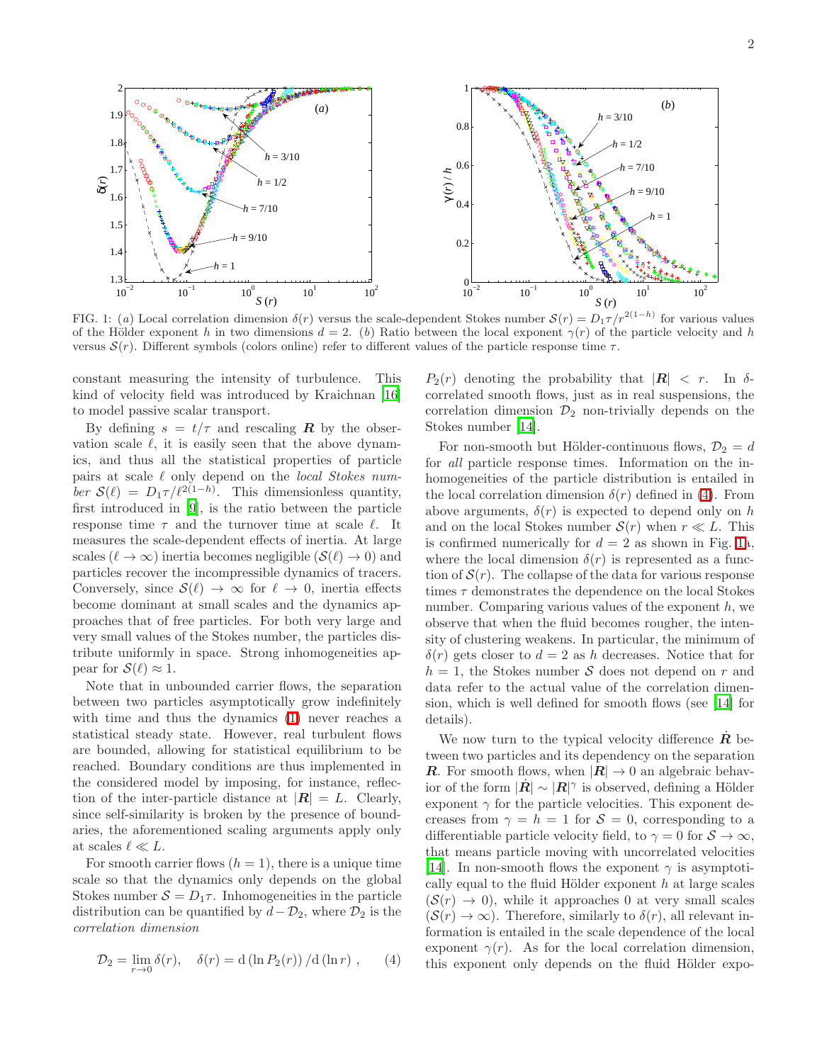FIG. 1: $(a)$ Local correlation dimension $\delta(r)$ versus the scale-dependent Stokes number $\mathcal{S}(r) = D_1\tau/r^{2(1-h)}$ for various values of the Hölder exponent $h$ in two dimensions $d = 2$. $(b)$ Ratio between the local exponent $\gamma(r)$ of the particle velocity and $h$ versus $\mathcal{S}(r)$. Different symbols (colors online) refer to different values of the particle response time $\tau$.

constant measuring the intensity of turbulence. This kind of velocity field was introduced by Kraichnan [16] to model passive scalar transport.

By defining $s = t/\tau$ and rescaling $\boldsymbol{R}$ by the observation scale $\ell$, it is easily seen that the above dynamics, and thus all the statistical properties of particle pairs at scale $\ell$ only depend on the *local Stokes number* $\mathcal{S}(\ell) = D_1\tau/\ell^{2(1-h)}$. This dimensionless quantity, first introduced in [9], is the ratio between the particle response time $\tau$ and the turnover time at scale $\ell$. It measures the scale-dependent effects of inertia. At large scales ($\ell \to \infty$) inertia becomes negligible ($\mathcal{S}(\ell) \to 0$) and particles recover the incompressible dynamics of tracers. Conversely, since $\mathcal{S}(\ell) \to \infty$ for $\ell \to 0$, inertia effects become dominant at small scales and the dynamics approaches that of free particles. For both very large and very small values of the Stokes number, the particles distribute uniformly in space. Strong inhomogeneities appear for $\mathcal{S}(\ell) \approx 1$.

Note that in unbounded carrier flows, the separation between two particles asymptotically grow indefinitely with time and thus the dynamics (1) never reaches a statistical steady state. However, real turbulent flows are bounded, allowing for statistical equilibrium to be reached. Boundary conditions are thus implemented in the considered model by imposing, for instance, reflection of the inter-particle distance at $|\boldsymbol{R}| = L$. Clearly, since self-similarity is broken by the presence of boundaries, the aforementioned scaling arguments apply only at scales $\ell \ll L$.

For smooth carrier flows ($h = 1$), there is a unique time scale so that the dynamics only depends on the global Stokes number $\mathcal{S} = D_1\tau$. Inhomogeneities in the particle distribution can be quantified by $d - \mathcal{D}_2$, where $\mathcal{D}_2$ is the *correlation dimension*

$$\mathcal{D}_2 = \lim_{r\to 0} \delta(r), \quad \delta(r) = \mathrm{d}\left(\ln P_2(r)\right)/\mathrm{d}\left(\ln r\right), \qquad (4)$$

$P_2(r)$ denoting the probability that $|\boldsymbol{R}| < r$. In $\delta$-correlated smooth flows, just as in real suspensions, the correlation dimension $\mathcal{D}_2$ non-trivially depends on the Stokes number [14].

For non-smooth but Hölder-continuous flows, $\mathcal{D}_2 = d$ for *all* particle response times. Information on the inhomogeneities of the particle distribution is entailed in the local correlation dimension $\delta(r)$ defined in (4). From above arguments, $\delta(r)$ is expected to depend only on $h$ and on the local Stokes number $\mathcal{S}(r)$ when $r \ll L$. This is confirmed numerically for $d = 2$ as shown in Fig. 1a, where the local dimension $\delta(r)$ is represented as a function of $\mathcal{S}(r)$. The collapse of the data for various response times $\tau$ demonstrates the dependence on the local Stokes number. Comparing various values of the exponent $h$, we observe that when the fluid becomes rougher, the intensity of clustering weakens. In particular, the minimum of $\delta(r)$ gets closer to $d = 2$ as $h$ decreases. Notice that for $h = 1$, the Stokes number $\mathcal{S}$ does not depend on $r$ and data refer to the actual value of the correlation dimension, which is well defined for smooth flows (see [14] for details).

We now turn to the typical velocity difference $\dot{\boldsymbol{R}}$ between two particles and its dependency on the separation $\boldsymbol{R}$. For smooth flows, when $|\boldsymbol{R}| \to 0$ an algebraic behavior of the form $|\dot{\boldsymbol{R}}| \sim |\boldsymbol{R}|^\gamma$ is observed, defining a Hölder exponent $\gamma$ for the particle velocities. This exponent decreases from $\gamma = h = 1$ for $\mathcal{S} = 0$, corresponding to a differentiable particle velocity field, to $\gamma = 0$ for $\mathcal{S} \to \infty$, that means particle moving with uncorrelated velocities [14]. In non-smooth flows the exponent $\gamma$ is asymptotically equal to the fluid Hölder exponent $h$ at large scales ($\mathcal{S}(r) \to 0$), while it approaches 0 at very small scales ($\mathcal{S}(r) \to \infty$). Therefore, similarly to $\delta(r)$, all relevant information is entailed in the scale dependence of the local exponent $\gamma(r)$. As for the local correlation dimension, this exponent only depends on the fluid Hölder expo-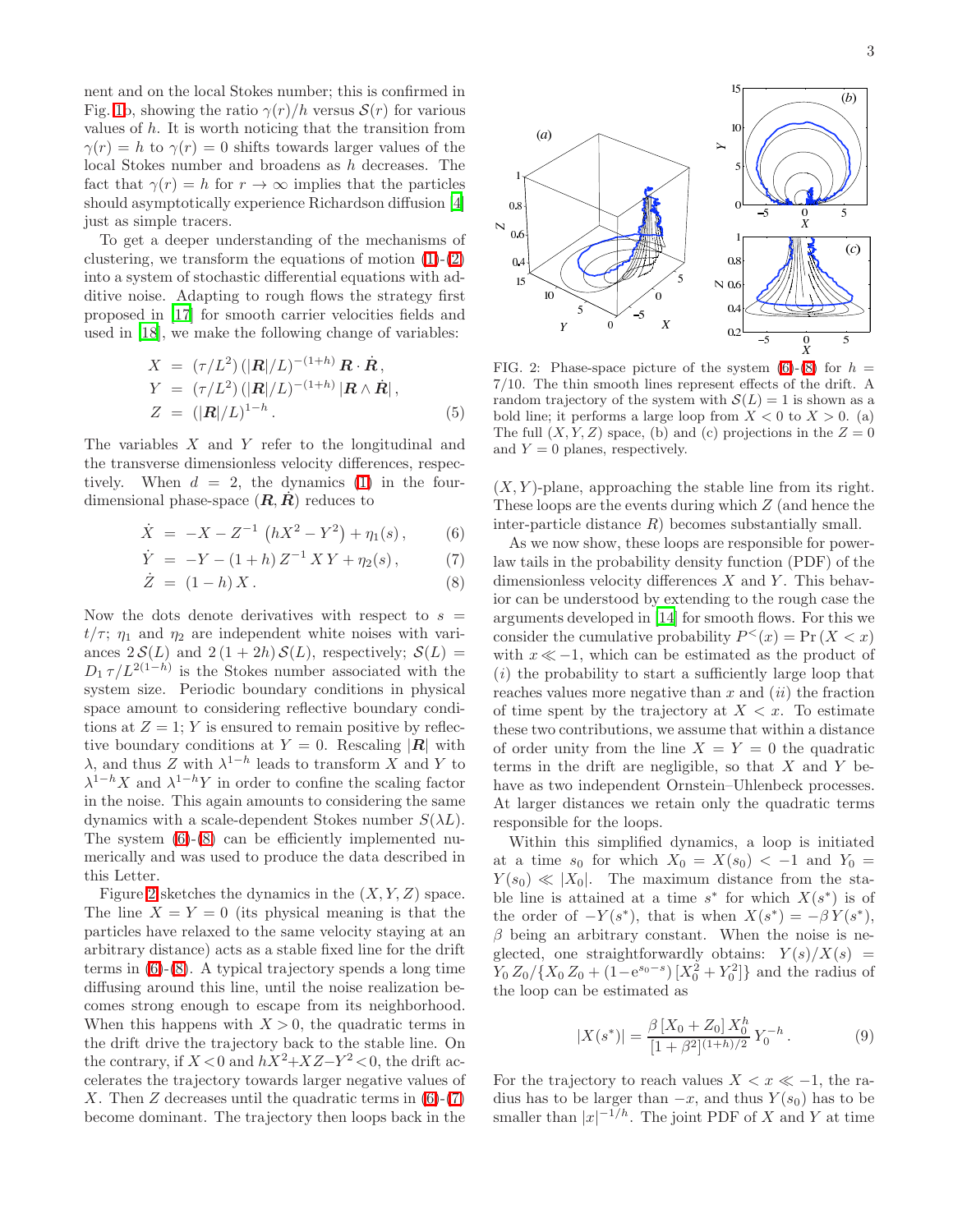nent and on the local Stokes number; this is confirmed in Fig. 1b, showing the ratio $\gamma(r)/h$ versus $\mathcal{S}(r)$ for various values of $h$. It is worth noticing that the transition from $\gamma(r) = h$ to $\gamma(r) = 0$ shifts towards larger values of the local Stokes number and broadens as $h$ decreases. The fact that $\gamma(r) = h$ for $r \to \infty$ implies that the particles should asymptotically experience Richardson diffusion [4] just as simple tracers.

To get a deeper understanding of the mechanisms of clustering, we transform the equations of motion (1)-(2) into a system of stochastic differential equations with additive noise. Adapting to rough flows the strategy first proposed in [17] for smooth carrier velocities fields and used in [18], we make the following change of variables:

$$
\begin{aligned}
X &= (\tau/L^2)\,(|\boldsymbol{R}|/L)^{-(1+h)}\,\boldsymbol{R}\cdot\dot{\boldsymbol{R}},\\
Y &= (\tau/L^2)\,(|\boldsymbol{R}|/L)^{-(1+h)}\,|\boldsymbol{R}\wedge\dot{\boldsymbol{R}}|,\\
Z &= (|\boldsymbol{R}|/L)^{1-h}. \qquad (5)
\end{aligned}
$$

The variables $X$ and $Y$ refer to the longitudinal and the transverse dimensionless velocity differences, respectively. When $d = 2$, the dynamics (1) in the four-dimensional phase-space $(\boldsymbol{R}, \dot{\boldsymbol{R}})$ reduces to

$$
\begin{aligned}
\dot{X} &= -X - Z^{-1}\left(hX^2 - Y^2\right) + \eta_1(s), \qquad (6)\\
\dot{Y} &= -Y - (1+h)\,Z^{-1}\,X\,Y + \eta_2(s), \qquad (7)\\
\dot{Z} &= (1-h)\,X. \qquad (8)
\end{aligned}
$$

Now the dots denote derivatives with respect to $s = t/\tau$; $\eta_1$ and $\eta_2$ are independent white noises with variances $2\,\mathcal{S}(L)$ and $2\,(1+2h)\,\mathcal{S}(L)$, respectively; $\mathcal{S}(L) = D_1\,\tau/L^{2(1-h)}$ is the Stokes number associated with the system size. Periodic boundary conditions in physical space amount to considering reflective boundary conditions at $Z = 1$; $Y$ is ensured to remain positive by reflective boundary conditions at $Y = 0$. Rescaling $|\boldsymbol{R}|$ with $\lambda$, and thus $Z$ with $\lambda^{1-h}$ leads to transform $X$ and $Y$ to $\lambda^{1-h}X$ and $\lambda^{1-h}Y$ in order to confine the scaling factor in the noise. This again amounts to considering the same dynamics with a scale-dependent Stokes number $S(\lambda L)$. The system (6)-(8) can be efficiently implemented numerically and was used to produce the data described in this Letter.

Figure 2 sketches the dynamics in the $(X, Y, Z)$ space. The line $X = Y = 0$ (its physical meaning is that the particles have relaxed to the same velocity staying at an arbitrary distance) acts as a stable fixed line for the drift terms in (6)-(8). A typical trajectory spends a long time diffusing around this line, until the noise realization becomes strong enough to escape from its neighborhood. When this happens with $X > 0$, the quadratic terms in the drift drive the trajectory back to the stable line. On the contrary, if $X < 0$ and $hX^2 + XZ - Y^2 < 0$, the drift accelerates the trajectory towards larger negative values of $X$. Then $Z$ decreases until the quadratic terms in (6)-(7) become dominant. The trajectory then loops back in the $(X, Y)$-plane, approaching the stable line from its right. These loops are the events during which $Z$ (and hence the inter-particle distance $R$) becomes substantially small.

FIG. 2: Phase-space picture of the system (6)-(8) for $h = 7/10$. The thin smooth lines represent effects of the drift. A random trajectory of the system with $\mathcal{S}(L) = 1$ is shown as a bold line; it performs a large loop from $X < 0$ to $X > 0$. (a) The full $(X, Y, Z)$ space, (b) and (c) projections in the $Z = 0$ and $Y = 0$ planes, respectively.

As we now show, these loops are responsible for power-law tails in the probability density function (PDF) of the dimensionless velocity differences $X$ and $Y$. This behavior can be understood by extending to the rough case the arguments developed in [14] for smooth flows. For this we consider the cumulative probability $P^{<}(x) = \Pr(X < x)$ with $x \ll -1$, which can be estimated as the product of (*i*) the probability to start a sufficiently large loop that reaches values more negative than $x$ and (*ii*) the fraction of time spent by the trajectory at $X < x$. To estimate these two contributions, we assume that within a distance of order unity from the line $X = Y = 0$ the quadratic terms in the drift are negligible, so that $X$ and $Y$ behave as two independent Ornstein–Uhlenbeck processes. At larger distances we retain only the quadratic terms responsible for the loops.

Within this simplified dynamics, a loop is initiated at a time $s_0$ for which $X_0 = X(s_0) < -1$ and $Y_0 = Y(s_0) \ll |X_0|$. The maximum distance from the stable line is attained at a time $s^*$ for which $X(s^*)$ is of the order of $-Y(s^*)$, that is when $X(s^*) = -\beta\,Y(s^*)$, $\beta$ being an arbitrary constant. When the noise is neglected, one straightforwardly obtains: $Y(s)/X(s) = Y_0\,Z_0/\{X_0\,Z_0 + (1-e^{s_0-s})\,[X_0^2 + Y_0^2]\}$ and the radius of the loop can be estimated as

$$
|X(s^*)| = \frac{\beta\,[X_0 + Z_0]\,X_0^h}{[1+\beta^2]^{(1+h)/2}}\,Y_0^{-h}. \qquad (9)
$$

For the trajectory to reach values $X < x \ll -1$, the radius has to be larger than $-x$, and thus $Y(s_0)$ has to be smaller than $|x|^{-1/h}$. The joint PDF of $X$ and $Y$ at time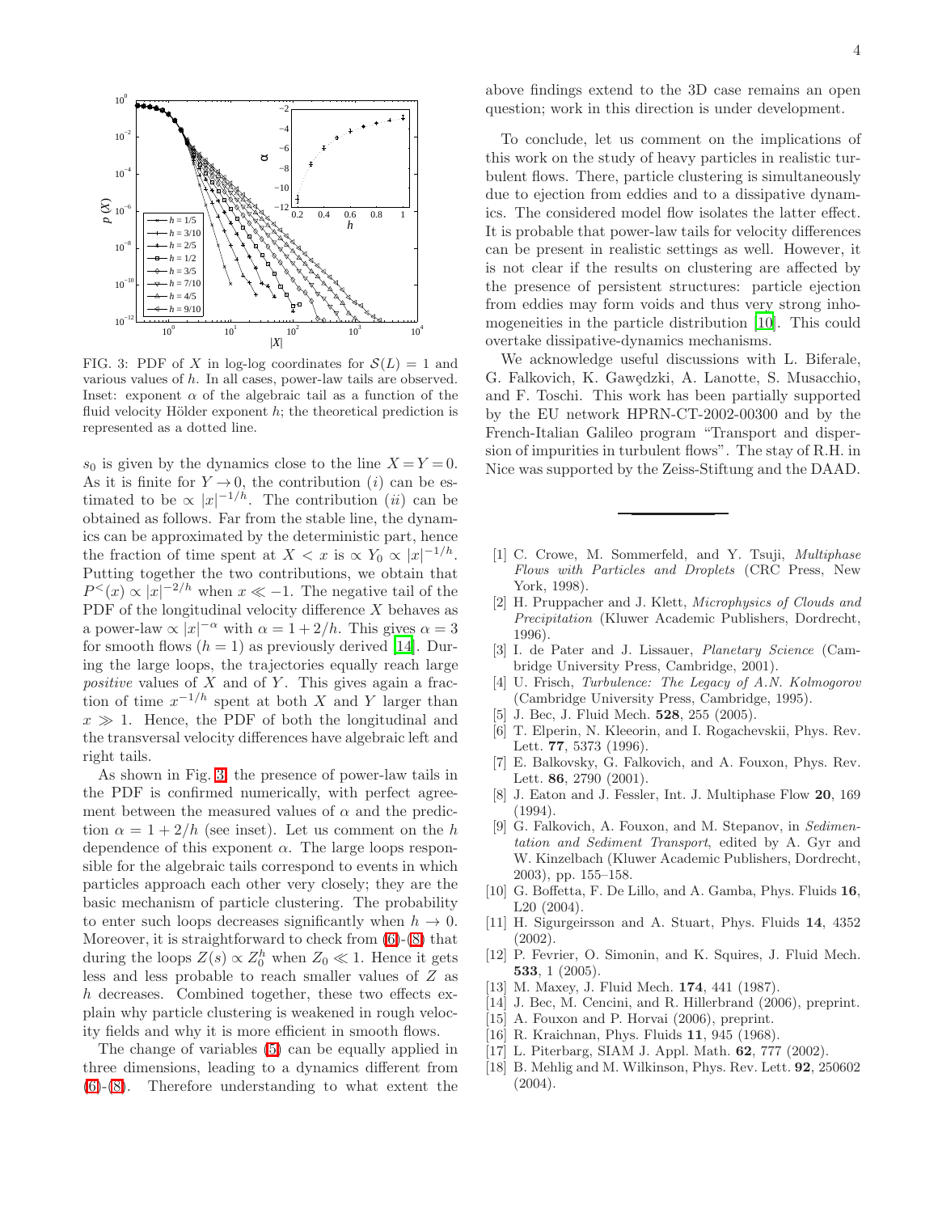$10^{0}$
$10^{-2}$
$10^{-4}$
$10^{-6}$
$10^{-8}$
$10^{-10}$
$10^{-12}$
$p(X)$
$|X|$
$10^{0}$ $10^{1}$ $10^{2}$ $10^{3}$ $10^{4}$
$h = 1/5$
$h = 3/10$
$h = 2/5$
$h = 1/2$
$h = 3/5$
$h = 7/10$
$h = 4/5$
$h = 9/10$
$\alpha$
−2
−4
−6
−8
−10
−12
0.2 0.4 0.6 0.8 1
$h$

FIG. 3: PDF of $X$ in log-log coordinates for $\mathcal{S}(L) = 1$ and various values of $h$. In all cases, power-law tails are observed. Inset: exponent $\alpha$ of the algebraic tail as a function of the fluid velocity Hölder exponent $h$; the theoretical prediction is represented as a dotted line.

$s_0$ is given by the dynamics close to the line $X = Y = 0$. As it is finite for $Y \to 0$, the contribution $(i)$ can be estimated to be $\propto |x|^{-1/h}$. The contribution $(ii)$ can be obtained as follows. Far from the stable line, the dynamics can be approximated by the deterministic part, hence the fraction of time spent at $X < x$ is $\propto Y_0 \propto |x|^{-1/h}$. Putting together the two contributions, we obtain that $P^{<}(x) \propto |x|^{-2/h}$ when $x \ll -1$. The negative tail of the PDF of the longitudinal velocity difference $X$ behaves as a power-law $\propto |x|^{-\alpha}$ with $\alpha = 1 + 2/h$. This gives $\alpha = 3$ for smooth flows ($h = 1$) as previously derived [14]. During the large loops, the trajectories equally reach large *positive* values of $X$ and of $Y$. This gives again a fraction of time $x^{-1/h}$ spent at both $X$ and $Y$ larger than $x \gg 1$. Hence, the PDF of both the longitudinal and the transversal velocity differences have algebraic left and right tails.

As shown in Fig. 3, the presence of power-law tails in the PDF is confirmed numerically, with perfect agreement between the measured values of $\alpha$ and the prediction $\alpha = 1 + 2/h$ (see inset). Let us comment on the $h$ dependence of this exponent $\alpha$. The large loops responsible for the algebraic tails correspond to events in which particles approach each other very closely; they are the basic mechanism of particle clustering. The probability to enter such loops decreases significantly when $h \to 0$. Moreover, it is straightforward to check from (6)-(8) that during the loops $Z(s) \propto Z_0^h$ when $Z_0 \ll 1$. Hence it gets less and less probable to reach smaller values of $Z$ as $h$ decreases. Combined together, these two effects explain why particle clustering is weakened in rough velocity fields and why it is more efficient in smooth flows.

The change of variables (5) can be equally applied in three dimensions, leading to a dynamics different from (6)-(8). Therefore understanding to what extent the above findings extend to the 3D case remains an open question; work in this direction is under development.

To conclude, let us comment on the implications of this work on the study of heavy particles in realistic turbulent flows. There, particle clustering is simultaneously due to ejection from eddies and to a dissipative dynamics. The considered model flow isolates the latter effect. It is probable that power-law tails for velocity differences can be present in realistic settings as well. However, it is not clear if the results on clustering are affected by the presence of persistent structures: particle ejection from eddies may form voids and thus very strong inhomogeneities in the particle distribution [10]. This could overtake dissipative-dynamics mechanisms.

We acknowledge useful discussions with L. Biferale, G. Falkovich, K. Gawędzki, A. Lanotte, S. Musacchio, and F. Toschi. This work has been partially supported by the EU network HPRN-CT-2002-00300 and by the French-Italian Galileo program "Transport and dispersion of impurities in turbulent flows". The stay of R.H. in Nice was supported by the Zeiss-Stiftung and the DAAD.

---

[1] C. Crowe, M. Sommerfeld, and Y. Tsuji, *Multiphase Flows with Particles and Droplets* (CRC Press, New York, 1998).
[2] H. Pruppacher and J. Klett, *Microphysics of Clouds and Precipitation* (Kluwer Academic Publishers, Dordrecht, 1996).
[3] I. de Pater and J. Lissauer, *Planetary Science* (Cambridge University Press, Cambridge, 2001).
[4] U. Frisch, *Turbulence: The Legacy of A.N. Kolmogorov* (Cambridge University Press, Cambridge, 1995).
[5] J. Bec, J. Fluid Mech. **528**, 255 (2005).
[6] T. Elperin, N. Kleeorin, and I. Rogachevskii, Phys. Rev. Lett. **77**, 5373 (1996).
[7] E. Balkovsky, G. Falkovich, and A. Fouxon, Phys. Rev. Lett. **86**, 2790 (2001).
[8] J. Eaton and J. Fessler, Int. J. Multiphase Flow **20**, 169 (1994).
[9] G. Falkovich, A. Fouxon, and M. Stepanov, in *Sedimentation and Sediment Transport*, edited by A. Gyr and W. Kinzelbach (Kluwer Academic Publishers, Dordrecht, 2003), pp. 155–158.
[10] G. Boffetta, F. De Lillo, and A. Gamba, Phys. Fluids **16**, L20 (2004).
[11] H. Sigurgeirsson and A. Stuart, Phys. Fluids **14**, 4352 (2002).
[12] P. Fevrier, O. Simonin, and K. Squires, J. Fluid Mech. **533**, 1 (2005).
[13] M. Maxey, J. Fluid Mech. **174**, 441 (1987).
[14] J. Bec, M. Cencini, and R. Hillerbrand (2006), preprint.
[15] A. Fouxon and P. Horvai (2006), preprint.
[16] R. Kraichnan, Phys. Fluids **11**, 945 (1968).
[17] L. Piterbarg, SIAM J. Appl. Math. **62**, 777 (2002).
[18] B. Mehlig and M. Wilkinson, Phys. Rev. Lett. **92**, 250602 (2004).